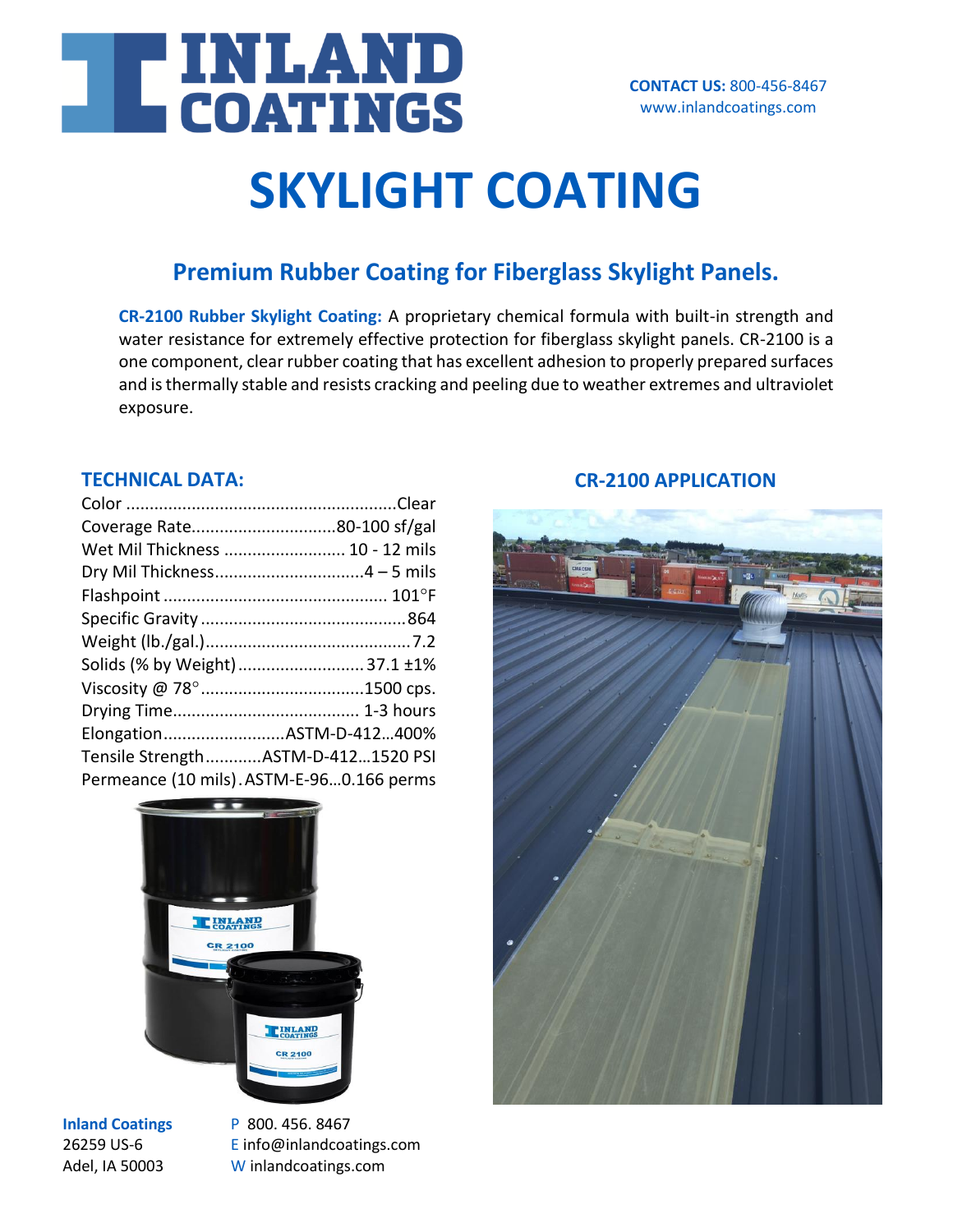# INLAND COATINGS

**CONTACT US:** 800-456-8467
www.inlandcoatings.com

# SKYLIGHT COATING

## Premium Rubber Coating for Fiberglass Skylight Panels.

**CR-2100 Rubber Skylight Coating:** A proprietary chemical formula with built-in strength and water resistance for extremely effective protection for fiberglass skylight panels. CR-2100 is a one component, clear rubber coating that has excellent adhesion to properly prepared surfaces and is thermally stable and resists cracking and peeling due to weather extremes and ultraviolet exposure.

### TECHNICAL DATA:

| Property | Value |
|---|---|
| Color | Clear |
| Coverage Rate | 80-100 sf/gal |
| Wet Mil Thickness | 10 - 12 mils |
| Dry Mil Thickness | 4 – 5 mils |
| Flashpoint | 101°F |
| Specific Gravity | .864 |
| Weight (lb./gal.) | 7.2 |
| Solids (% by Weight) | 37.1 ±1% |
| Viscosity @ 78° | 1500 cps. |
| Drying Time | 1-3 hours |
| Elongation | ASTM-D-412…400% |
| Tensile Strength | ASTM-D-412…1520 PSI |
| Permeance (10 mils) | ASTM-E-96…0.166 perms |

### CR-2100 APPLICATION

**Inland Coatings**
26259 US-6
Adel, IA 50003

P 800. 456. 8467
E info@inlandcoatings.com
W inlandcoatings.com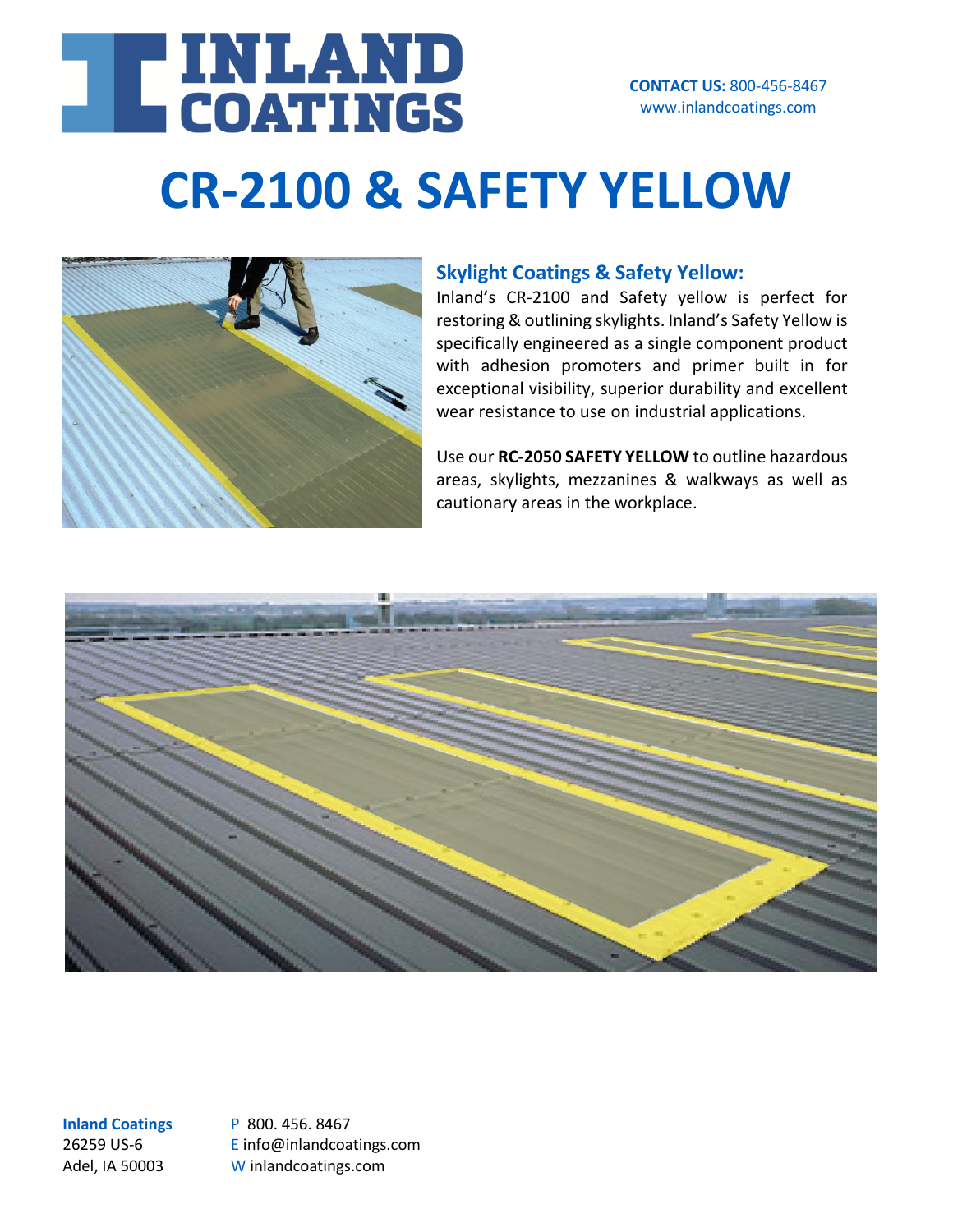# INLAND COATINGS

**CONTACT US:** 800-456-8467
www.inlandcoatings.com

# CR-2100 & SAFETY YELLOW

## Skylight Coatings & Safety Yellow:

Inland's CR-2100 and Safety yellow is perfect for restoring & outlining skylights. Inland's Safety Yellow is specifically engineered as a single component product with adhesion promoters and primer built in for exceptional visibility, superior durability and excellent wear resistance to use on industrial applications.

Use our **RC-2050 SAFETY YELLOW** to outline hazardous areas, skylights, mezzanines & walkways as well as cautionary areas in the workplace.

**Inland Coatings**
26259 US-6
Adel, IA 50003

P 800. 456. 8467
E info@inlandcoatings.com
W inlandcoatings.com